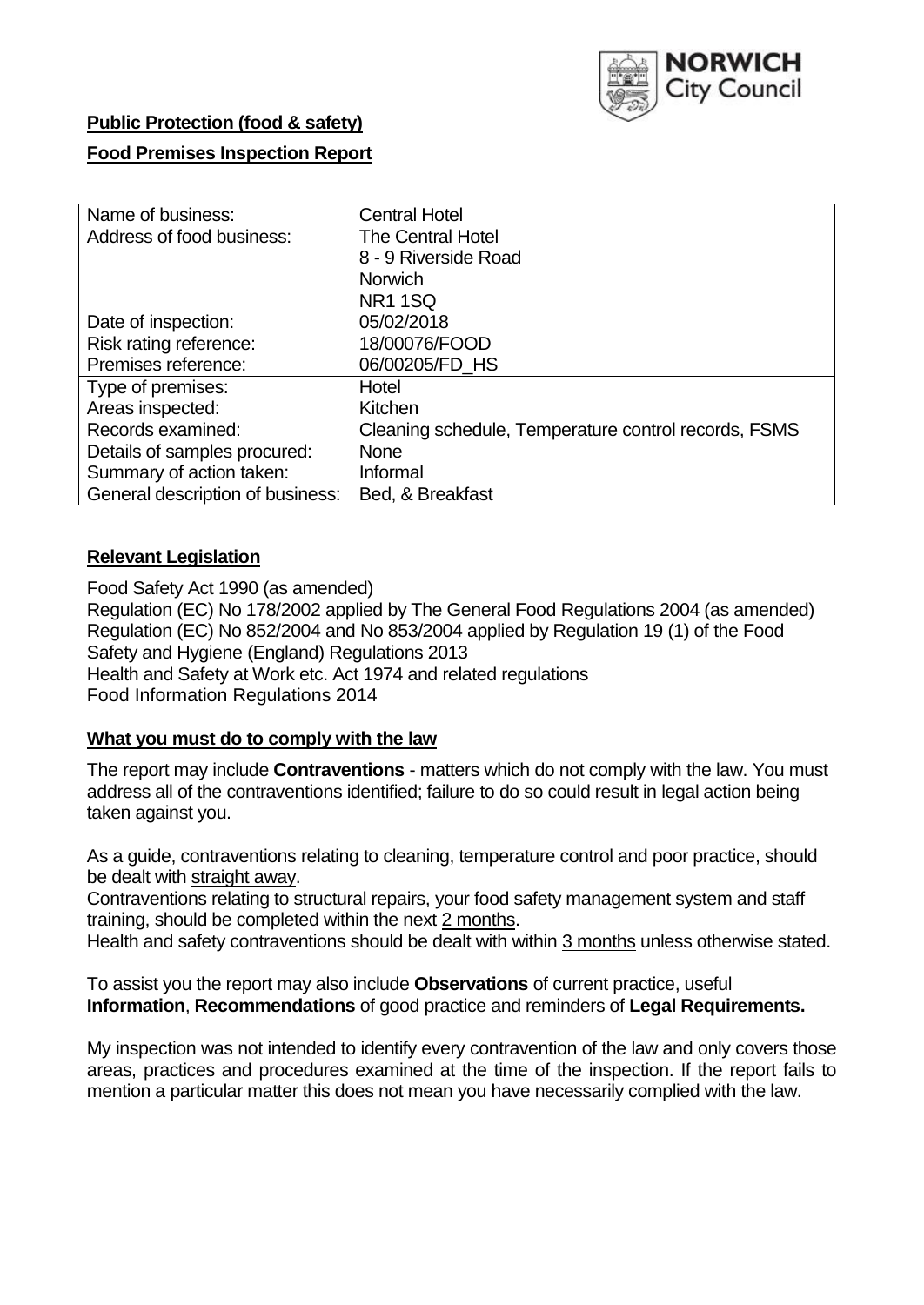**Public Protection (food & safety)**

**Food Premises Inspection Report**

| Name of business: | Central Hotel |
| --- | --- |
| Address of food business: | The Central Hotel<br>8 - 9 Riverside Road<br>Norwich<br>NR1 1SQ |
| Date of inspection: | 05/02/2018 |
| Risk rating reference: | 18/00076/FOOD |
| Premises reference: | 06/00205/FD_HS |
| Type of premises: | Hotel |
| Areas inspected: | Kitchen |
| Records examined: | Cleaning schedule, Temperature control records, FSMS |
| Details of samples procured: | None |
| Summary of action taken: | Informal |
| General description of business: | Bed, & Breakfast |

## Relevant Legislation

Food Safety Act 1990 (as amended)
Regulation (EC) No 178/2002 applied by The General Food Regulations 2004 (as amended)
Regulation (EC) No 852/2004 and No 853/2004 applied by Regulation 19 (1) of the Food Safety and Hygiene (England) Regulations 2013
Health and Safety at Work etc. Act 1974 and related regulations
Food Information Regulations 2014

## What you must do to comply with the law

The report may include **Contraventions** - matters which do not comply with the law. You must address all of the contraventions identified; failure to do so could result in legal action being taken against you.

As a guide, contraventions relating to cleaning, temperature control and poor practice, should be dealt with straight away.
Contraventions relating to structural repairs, your food safety management system and staff training, should be completed within the next 2 months.
Health and safety contraventions should be dealt with within 3 months unless otherwise stated.

To assist you the report may also include **Observations** of current practice, useful **Information**, **Recommendations** of good practice and reminders of **Legal Requirements.**

My inspection was not intended to identify every contravention of the law and only covers those areas, practices and procedures examined at the time of the inspection. If the report fails to mention a particular matter this does not mean you have necessarily complied with the law.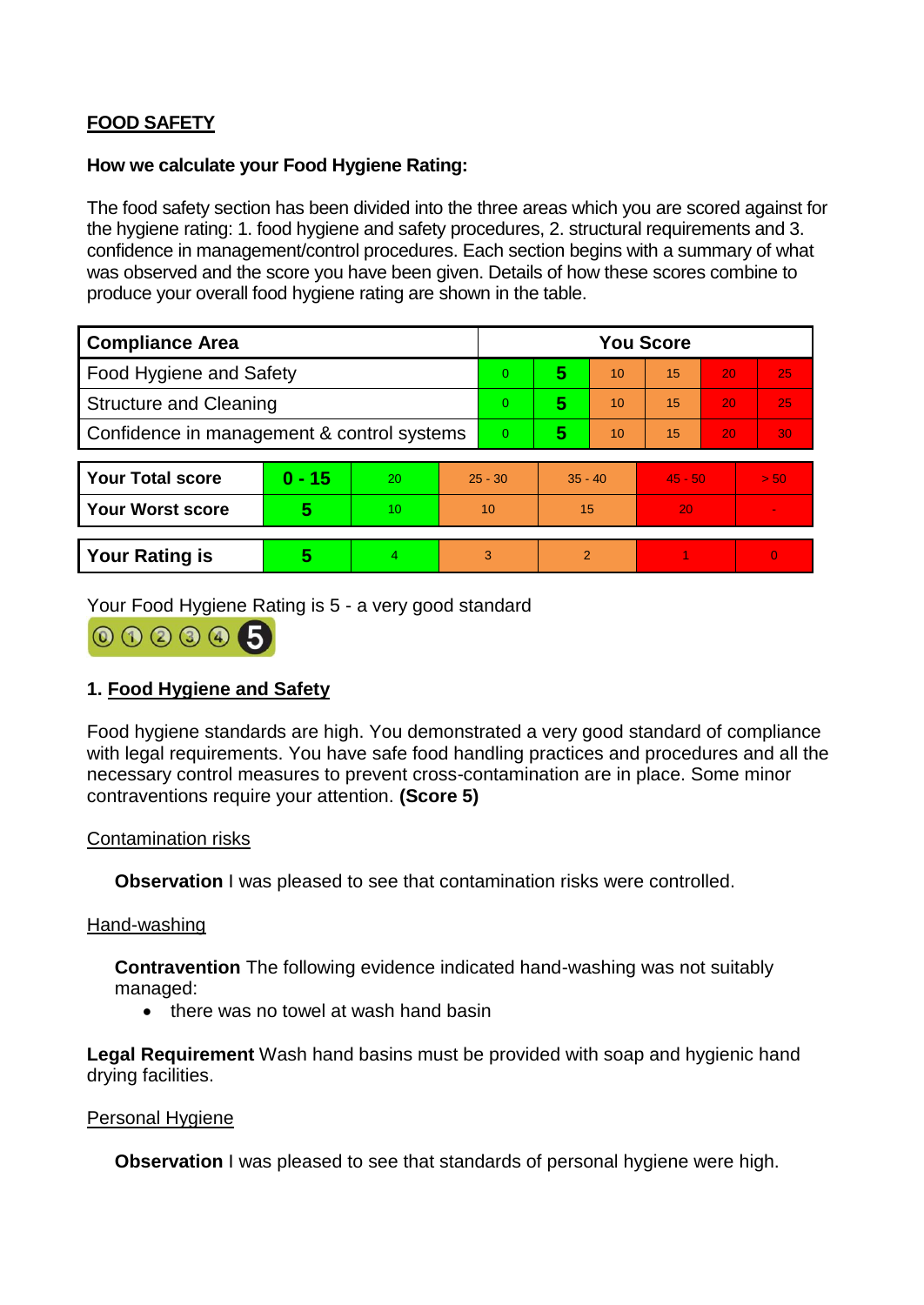## FOOD SAFETY

**How we calculate your Food Hygiene Rating:**

The food safety section has been divided into the three areas which you are scored against for the hygiene rating: 1. food hygiene and safety procedures, 2. structural requirements and 3. confidence in management/control procedures. Each section begins with a summary of what was observed and the score you have been given. Details of how these scores combine to produce your overall food hygiene rating are shown in the table.

| Compliance Area | You Score | | | | | |
|---|---|---|---|---|---|---|
| Food Hygiene and Safety | 0 | **5** | 10 | 15 | 20 | 25 |
| Structure and Cleaning | 0 | **5** | 10 | 15 | 20 | 25 |
| Confidence in management & control systems | 0 | **5** | 10 | 15 | 20 | 30 |

| | | | | | | |
|---|---|---|---|---|---|---|
| **Your Total score** | **0 - 15** | 20 | 25 - 30 | 35 - 40 | 45 - 50 | > 50 |
| **Your Worst score** | **5** | 10 | 10 | 15 | 20 | - |
| **Your Rating is** | **5** | 4 | 3 | 2 | 1 | 0 |

Your Food Hygiene Rating is 5 - a very good standard

### 1. Food Hygiene and Safety

Food hygiene standards are high. You demonstrated a very good standard of compliance with legal requirements. You have safe food handling practices and procedures and all the necessary control measures to prevent cross-contamination are in place. Some minor contraventions require your attention. **(Score 5)**

Contamination risks

**Observation** I was pleased to see that contamination risks were controlled.

Hand-washing

**Contravention** The following evidence indicated hand-washing was not suitably managed:

- there was no towel at wash hand basin

**Legal Requirement** Wash hand basins must be provided with soap and hygienic hand drying facilities.

Personal Hygiene

**Observation** I was pleased to see that standards of personal hygiene were high.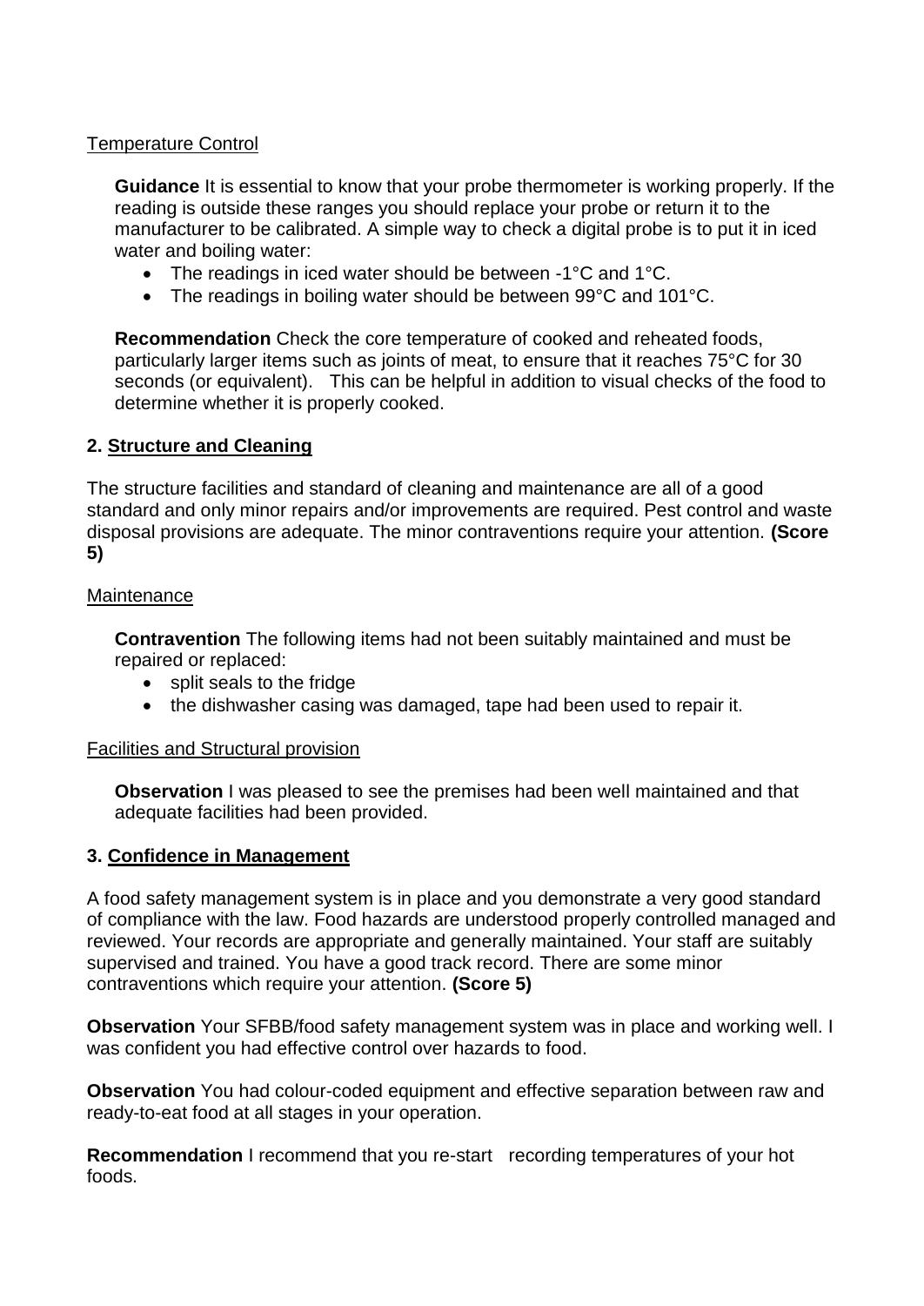Temperature Control

**Guidance** It is essential to know that your probe thermometer is working properly. If the reading is outside these ranges you should replace your probe or return it to the manufacturer to be calibrated. A simple way to check a digital probe is to put it in iced water and boiling water:

- The readings in iced water should be between -1°C and 1°C.
- The readings in boiling water should be between 99°C and 101°C.

**Recommendation** Check the core temperature of cooked and reheated foods, particularly larger items such as joints of meat, to ensure that it reaches 75°C for 30 seconds (or equivalent). This can be helpful in addition to visual checks of the food to determine whether it is properly cooked.

## 2. Structure and Cleaning

The structure facilities and standard of cleaning and maintenance are all of a good standard and only minor repairs and/or improvements are required. Pest control and waste disposal provisions are adequate. The minor contraventions require your attention. **(Score 5)**

Maintenance

**Contravention** The following items had not been suitably maintained and must be repaired or replaced:

- split seals to the fridge
- the dishwasher casing was damaged, tape had been used to repair it.

Facilities and Structural provision

**Observation** I was pleased to see the premises had been well maintained and that adequate facilities had been provided.

## 3. Confidence in Management

A food safety management system is in place and you demonstrate a very good standard of compliance with the law. Food hazards are understood properly controlled managed and reviewed. Your records are appropriate and generally maintained. Your staff are suitably supervised and trained. You have a good track record. There are some minor contraventions which require your attention. **(Score 5)**

**Observation** Your SFBB/food safety management system was in place and working well. I was confident you had effective control over hazards to food.

**Observation** You had colour-coded equipment and effective separation between raw and ready-to-eat food at all stages in your operation.

**Recommendation** I recommend that you re-start recording temperatures of your hot foods.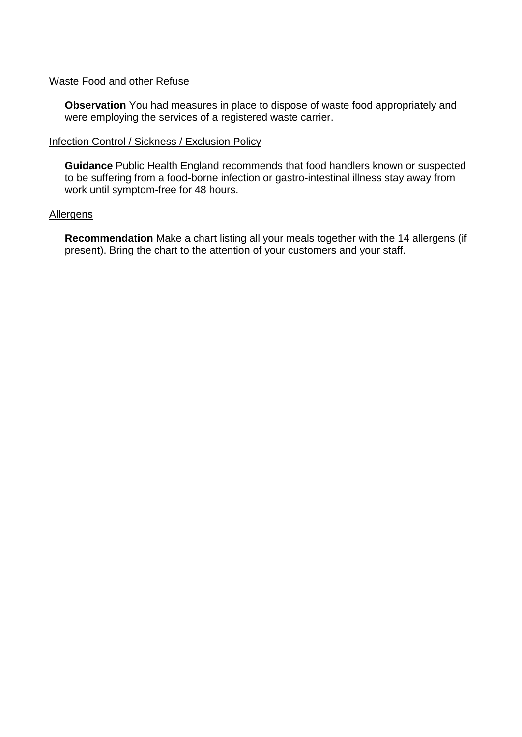Waste Food and other Refuse

**Observation** You had measures in place to dispose of waste food appropriately and were employing the services of a registered waste carrier.

Infection Control / Sickness / Exclusion Policy

**Guidance** Public Health England recommends that food handlers known or suspected to be suffering from a food-borne infection or gastro-intestinal illness stay away from work until symptom-free for 48 hours.

Allergens

**Recommendation** Make a chart listing all your meals together with the 14 allergens (if present). Bring the chart to the attention of your customers and your staff.